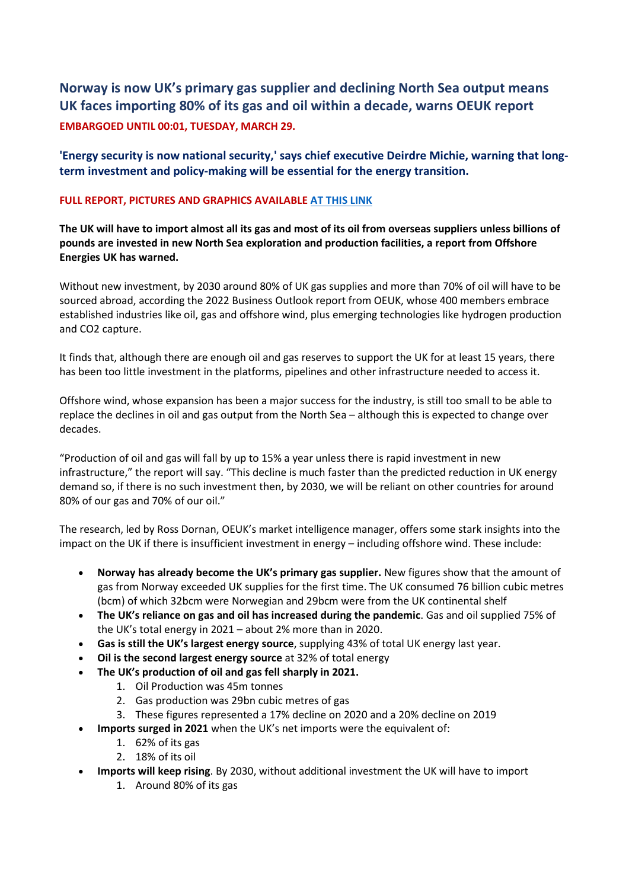# Norway is now UK's primary gas supplier and declining North Sea output means UK faces importing 80% of its gas and oil within a decade, warns OEUK report

**EMBARGOED UNTIL 00:01, TUESDAY, MARCH 29.**

## 'Energy security is now national security,' says chief executive Deirdre Michie, warning that long-term investment and policy-making will be essential for the energy transition.

**FULL REPORT, PICTURES AND GRAPHICS AVAILABLE [AT THIS LINK]**

**The UK will have to import almost all its gas and most of its oil from overseas suppliers unless billions of pounds are invested in new North Sea exploration and production facilities, a report from Offshore Energies UK has warned.**

Without new investment, by 2030 around 80% of UK gas supplies and more than 70% of oil will have to be sourced abroad, according the 2022 Business Outlook report from OEUK, whose 400 members embrace established industries like oil, gas and offshore wind, plus emerging technologies like hydrogen production and CO2 capture.

It finds that, although there are enough oil and gas reserves to support the UK for at least 15 years, there has been too little investment in the platforms, pipelines and other infrastructure needed to access it.

Offshore wind, whose expansion has been a major success for the industry, is still too small to be able to replace the declines in oil and gas output from the North Sea – although this is expected to change over decades.

"Production of oil and gas will fall by up to 15% a year unless there is rapid investment in new infrastructure," the report will say. "This decline is much faster than the predicted reduction in UK energy demand so, if there is no such investment then, by 2030, we will be reliant on other countries for around 80% of our gas and 70% of our oil."

The research, led by Ross Dornan, OEUK's market intelligence manager, offers some stark insights into the impact on the UK if there is insufficient investment in energy – including offshore wind. These include:

- **Norway has already become the UK's primary gas supplier.** New figures show that the amount of gas from Norway exceeded UK supplies for the first time. The UK consumed 76 billion cubic metres (bcm) of which 32bcm were Norwegian and 29bcm were from the UK continental shelf
- **The UK's reliance on gas and oil has increased during the pandemic**. Gas and oil supplied 75% of the UK's total energy in 2021 – about 2% more than in 2020.
- **Gas is still the UK's largest energy source**, supplying 43% of total UK energy last year.
- **Oil is the second largest energy source** at 32% of total energy
- **The UK's production of oil and gas fell sharply in 2021.**
  1. Oil Production was 45m tonnes
  2. Gas production was 29bn cubic metres of gas
  3. These figures represented a 17% decline on 2020 and a 20% decline on 2019
- **Imports surged in 2021** when the UK's net imports were the equivalent of:
  1. 62% of its gas
  2. 18% of its oil
- **Imports will keep rising**. By 2030, without additional investment the UK will have to import
  1. Around 80% of its gas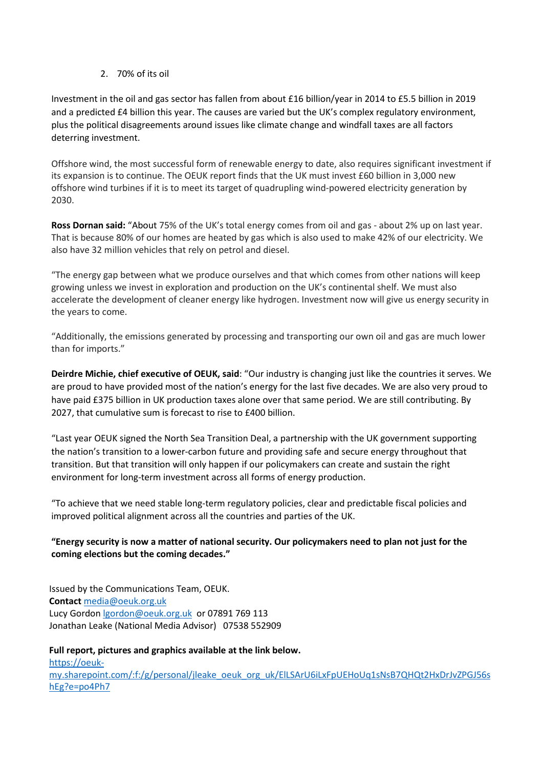2. 70% of its oil

Investment in the oil and gas sector has fallen from about £16 billion/year in 2014 to £5.5 billion in 2019 and a predicted £4 billion this year. The causes are varied but the UK's complex regulatory environment, plus the political disagreements around issues like climate change and windfall taxes are all factors deterring investment.

Offshore wind, the most successful form of renewable energy to date, also requires significant investment if its expansion is to continue. The OEUK report finds that the UK must invest £60 billion in 3,000 new offshore wind turbines if it is to meet its target of quadrupling wind-powered electricity generation by 2030.

**Ross Dornan said:** "About 75% of the UK's total energy comes from oil and gas - about 2% up on last year. That is because 80% of our homes are heated by gas which is also used to make 42% of our electricity. We also have 32 million vehicles that rely on petrol and diesel.

"The energy gap between what we produce ourselves and that which comes from other nations will keep growing unless we invest in exploration and production on the UK's continental shelf. We must also accelerate the development of cleaner energy like hydrogen. Investment now will give us energy security in the years to come.

"Additionally, the emissions generated by processing and transporting our own oil and gas are much lower than for imports."

**Deirdre Michie, chief executive of OEUK, said**: "Our industry is changing just like the countries it serves. We are proud to have provided most of the nation's energy for the last five decades. We are also very proud to have paid £375 billion in UK production taxes alone over that same period. We are still contributing. By 2027, that cumulative sum is forecast to rise to £400 billion.

"Last year OEUK signed the North Sea Transition Deal, a partnership with the UK government supporting the nation's transition to a lower-carbon future and providing safe and secure energy throughout that transition. But that transition will only happen if our policymakers can create and sustain the right environment for long-term investment across all forms of energy production.

"To achieve that we need stable long-term regulatory policies, clear and predictable fiscal policies and improved political alignment across all the countries and parties of the UK.

**"Energy security is now a matter of national security. Our policymakers need to plan not just for the coming elections but the coming decades."**

Issued by the Communications Team, OEUK.
**Contact** media@oeuk.org.uk
Lucy Gordon lgordon@oeuk.org.uk or 07891 769 113
Jonathan Leake (National Media Advisor) 07538 552909

**Full report, pictures and graphics available at the link below.**
https://oeuk-my.sharepoint.com/:f:/g/personal/jleake_oeuk_org_uk/ElLSArU6iLxFpUEHoUq1sNsB7QHQt2HxDrJvZPGJ56shEg?e=po4Ph7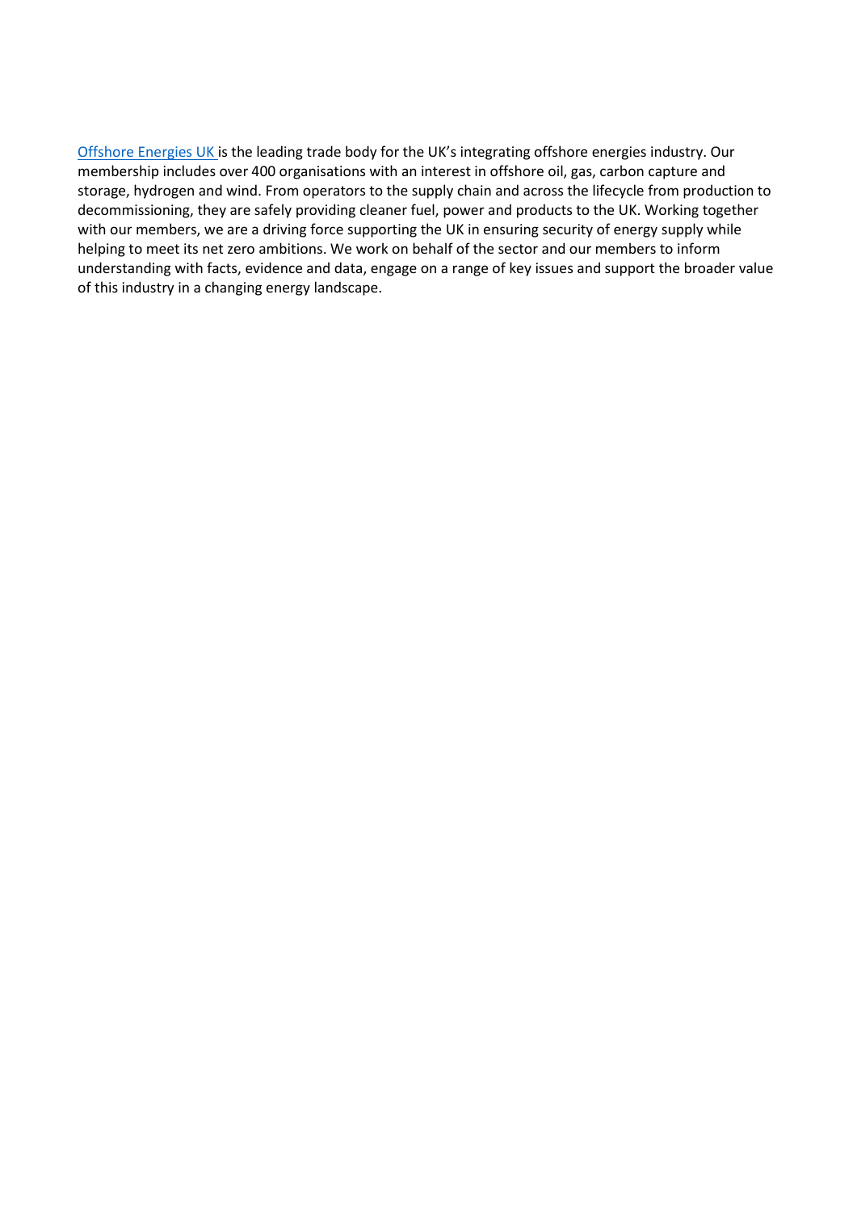Offshore Energies UK is the leading trade body for the UK's integrating offshore energies industry. Our membership includes over 400 organisations with an interest in offshore oil, gas, carbon capture and storage, hydrogen and wind. From operators to the supply chain and across the lifecycle from production to decommissioning, they are safely providing cleaner fuel, power and products to the UK. Working together with our members, we are a driving force supporting the UK in ensuring security of energy supply while helping to meet its net zero ambitions. We work on behalf of the sector and our members to inform understanding with facts, evidence and data, engage on a range of key issues and support the broader value of this industry in a changing energy landscape.